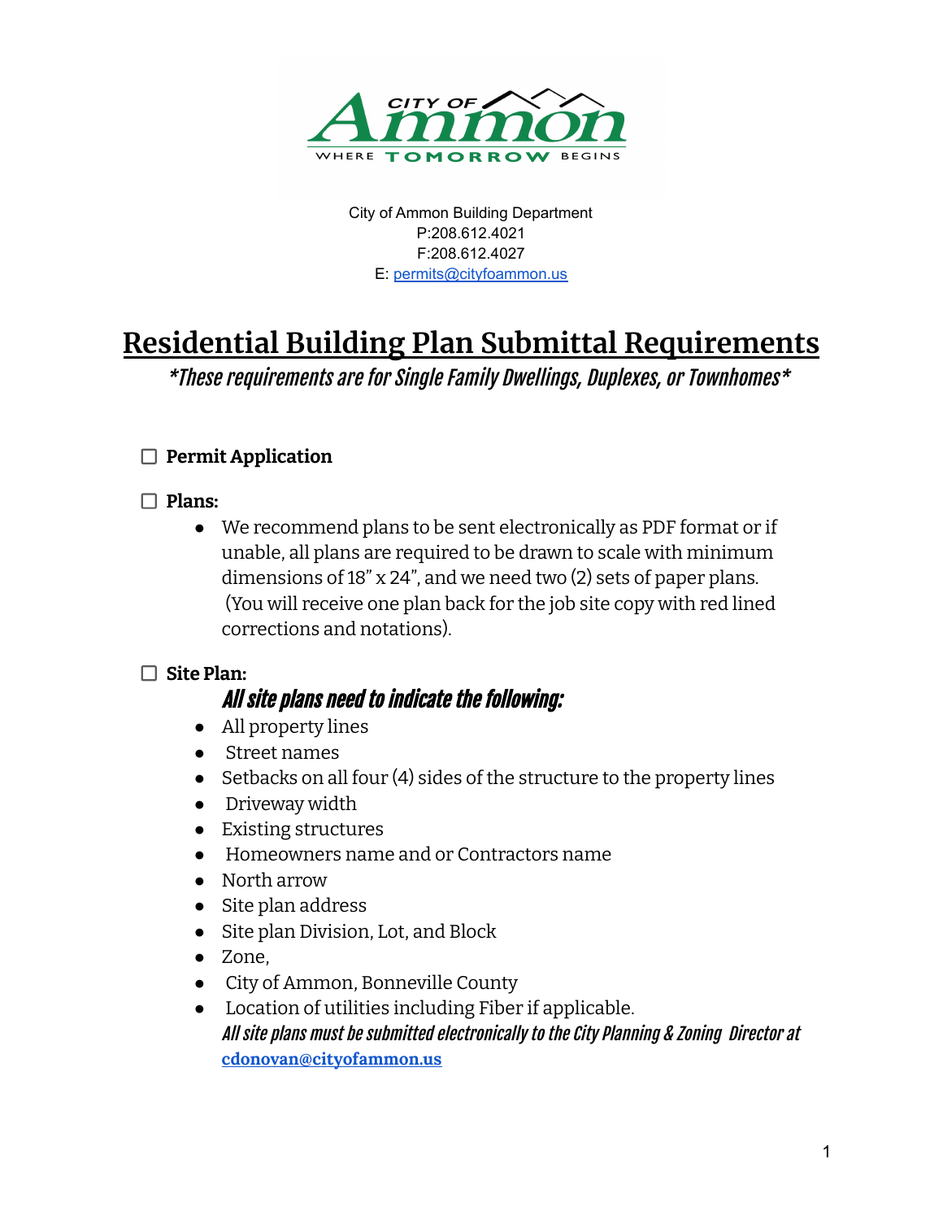City of Ammon Building Department
P:208.612.4021
F:208.612.4027
E: permits@cityfoammon.us

# Residential Building Plan Submittal Requirements

*\*These requirements are for Single Family Dwellings, Duplexes, or Townhomes\**

- [ ] **Permit Application**

- [ ] **Plans:**
  - We recommend plans to be sent electronically as PDF format or if unable, all plans are required to be drawn to scale with minimum dimensions of 18" x 24", and we need two (2) sets of paper plans. (You will receive one plan back for the job site copy with red lined corrections and notations).

- [ ] **Site Plan:**

  ***All site plans need to indicate the following:***
  - All property lines
  - Street names
  - Setbacks on all four (4) sides of the structure to the property lines
  - Driveway width
  - Existing structures
  - Homeowners name and or Contractors name
  - North arrow
  - Site plan address
  - Site plan Division, Lot, and Block
  - Zone,
  - City of Ammon, Bonneville County
  - Location of utilities including Fiber if applicable.

  *All site plans must be submitted electronically to the City Planning & Zoning Director at* **cdonovan@cityofammon.us**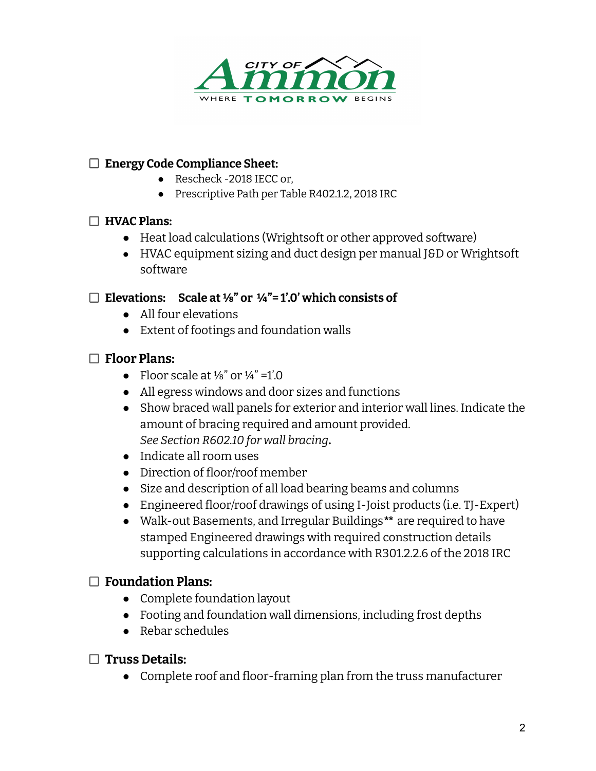☐ **Energy Code Compliance Sheet:**

- Rescheck -2018 IECC or,
- Prescriptive Path per Table R402.1.2, 2018 IRC

☐ **HVAC Plans:**

- Heat load calculations (Wrightsoft or other approved software)
- HVAC equipment sizing and duct design per manual J&D or Wrightsoft software

☐ **Elevations: Scale at ⅛" or ¼"= 1'.0' which consists of**

- All four elevations
- Extent of footings and foundation walls

☐ **Floor Plans:**

- Floor scale at ⅛" or ¼" =1'.0
- All egress windows and door sizes and functions
- Show braced wall panels for exterior and interior wall lines. Indicate the amount of bracing required and amount provided. *See Section R602.10 for wall bracing***.**
- Indicate all room uses
- Direction of floor/roof member
- Size and description of all load bearing beams and columns
- Engineered floor/roof drawings of using I-Joist products (i.e. TJ-Expert)
- Walk-out Basements, and Irregular Buildings** are required to have stamped Engineered drawings with required construction details supporting calculations in accordance with R301.2.2.6 of the 2018 IRC

☐ **Foundation Plans:**

- Complete foundation layout
- Footing and foundation wall dimensions, including frost depths
- Rebar schedules

☐ **Truss Details:**

- Complete roof and floor-framing plan from the truss manufacturer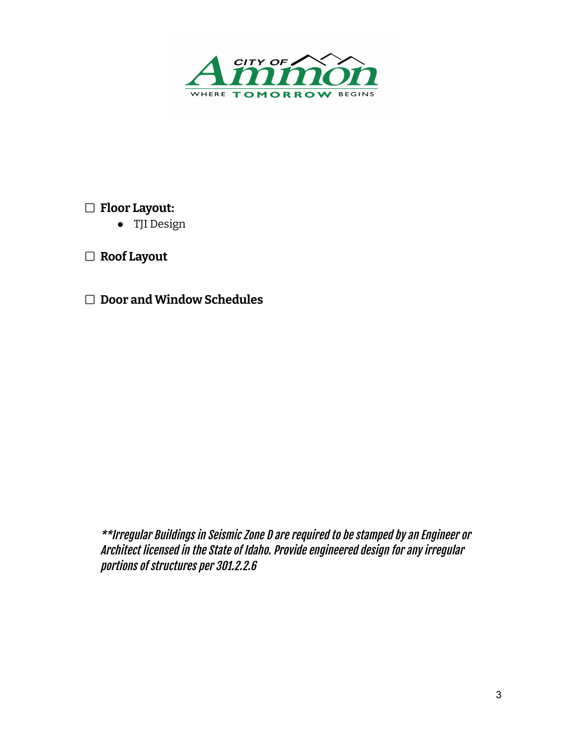- [ ] **Floor Layout:**
    - TJI Design

- [ ] **Roof Layout**

- [ ] **Door and Window Schedules**

***\*\*Irregular Buildings in Seismic Zone D are required to be stamped by an Engineer or Architect licensed in the State of Idaho. Provide engineered design for any irregular portions of structures per 301.2.2.6***